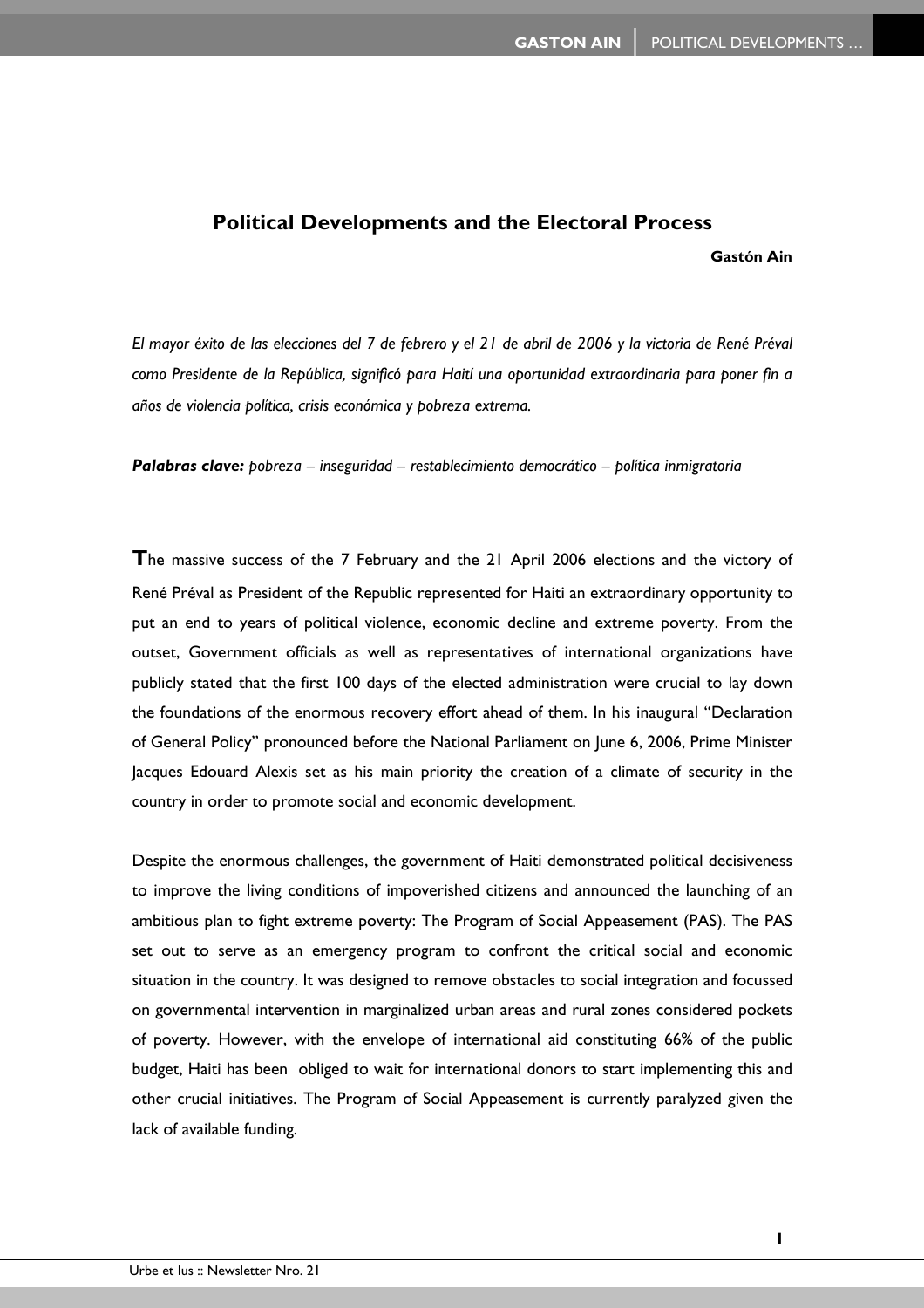# Political Developments and the Electoral Process

**Gastón Ain**

*El mayor éxito de las elecciones del 7 de febrero y el 21 de abril de 2006 y la victoria de René Préval como Presidente de la República, significó para Haití una oportunidad extraordinaria para poner fin a años de violencia política, crisis económica y pobreza extrema.*

***Palabras clave:*** *pobreza – inseguridad – restablecimiento democrático – política inmigratoria*

**T**he massive success of the 7 February and the 21 April 2006 elections and the victory of René Préval as President of the Republic represented for Haiti an extraordinary opportunity to put an end to years of political violence, economic decline and extreme poverty. From the outset, Government officials as well as representatives of international organizations have publicly stated that the first 100 days of the elected administration were crucial to lay down the foundations of the enormous recovery effort ahead of them. In his inaugural "Declaration of General Policy" pronounced before the National Parliament on June 6, 2006, Prime Minister Jacques Edouard Alexis set as his main priority the creation of a climate of security in the country in order to promote social and economic development.

Despite the enormous challenges, the government of Haiti demonstrated political decisiveness to improve the living conditions of impoverished citizens and announced the launching of an ambitious plan to fight extreme poverty: The Program of Social Appeasement (PAS). The PAS set out to serve as an emergency program to confront the critical social and economic situation in the country. It was designed to remove obstacles to social integration and focussed on governmental intervention in marginalized urban areas and rural zones considered pockets of poverty. However, with the envelope of international aid constituting 66% of the public budget, Haiti has been obliged to wait for international donors to start implementing this and other crucial initiatives. The Program of Social Appeasement is currently paralyzed given the lack of available funding.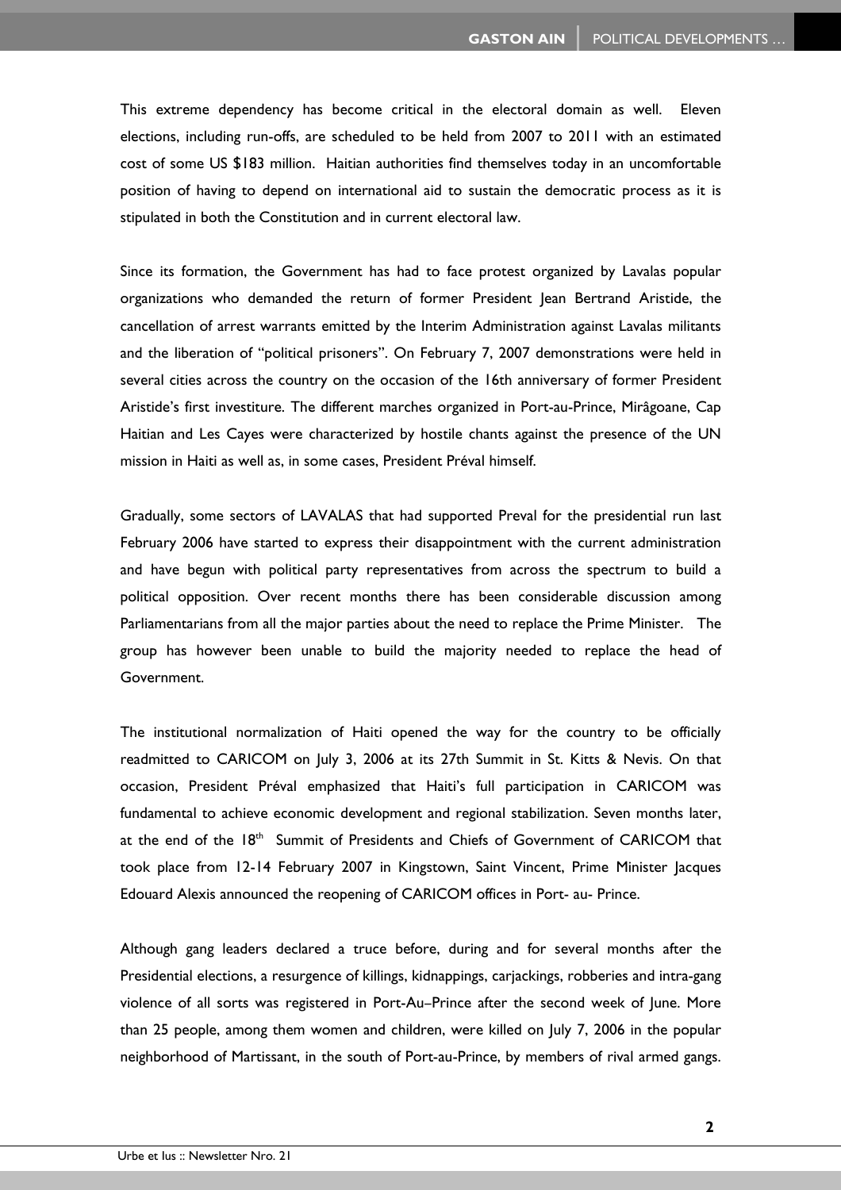This extreme dependency has become critical in the electoral domain as well. Eleven elections, including run-offs, are scheduled to be held from 2007 to 2011 with an estimated cost of some US $183 million. Haitian authorities find themselves today in an uncomfortable position of having to depend on international aid to sustain the democratic process as it is stipulated in both the Constitution and in current electoral law.

Since its formation, the Government has had to face protest organized by Lavalas popular organizations who demanded the return of former President Jean Bertrand Aristide, the cancellation of arrest warrants emitted by the Interim Administration against Lavalas militants and the liberation of "political prisoners". On February 7, 2007 demonstrations were held in several cities across the country on the occasion of the 16th anniversary of former President Aristide's first investiture. The different marches organized in Port-au-Prince, Mirâgoane, Cap Haitian and Les Cayes were characterized by hostile chants against the presence of the UN mission in Haiti as well as, in some cases, President Préval himself.

Gradually, some sectors of LAVALAS that had supported Preval for the presidential run last February 2006 have started to express their disappointment with the current administration and have begun with political party representatives from across the spectrum to build a political opposition. Over recent months there has been considerable discussion among Parliamentarians from all the major parties about the need to replace the Prime Minister. The group has however been unable to build the majority needed to replace the head of Government.

The institutional normalization of Haiti opened the way for the country to be officially readmitted to CARICOM on July 3, 2006 at its 27th Summit in St. Kitts & Nevis. On that occasion, President Préval emphasized that Haiti's full participation in CARICOM was fundamental to achieve economic development and regional stabilization. Seven months later, at the end of the 18th Summit of Presidents and Chiefs of Government of CARICOM that took place from 12-14 February 2007 in Kingstown, Saint Vincent, Prime Minister Jacques Edouard Alexis announced the reopening of CARICOM offices in Port- au- Prince.

Although gang leaders declared a truce before, during and for several months after the Presidential elections, a resurgence of killings, kidnappings, carjackings, robberies and intra-gang violence of all sorts was registered in Port-Au–Prince after the second week of June. More than 25 people, among them women and children, were killed on July 7, 2006 in the popular neighborhood of Martissant, in the south of Port-au-Prince, by members of rival armed gangs.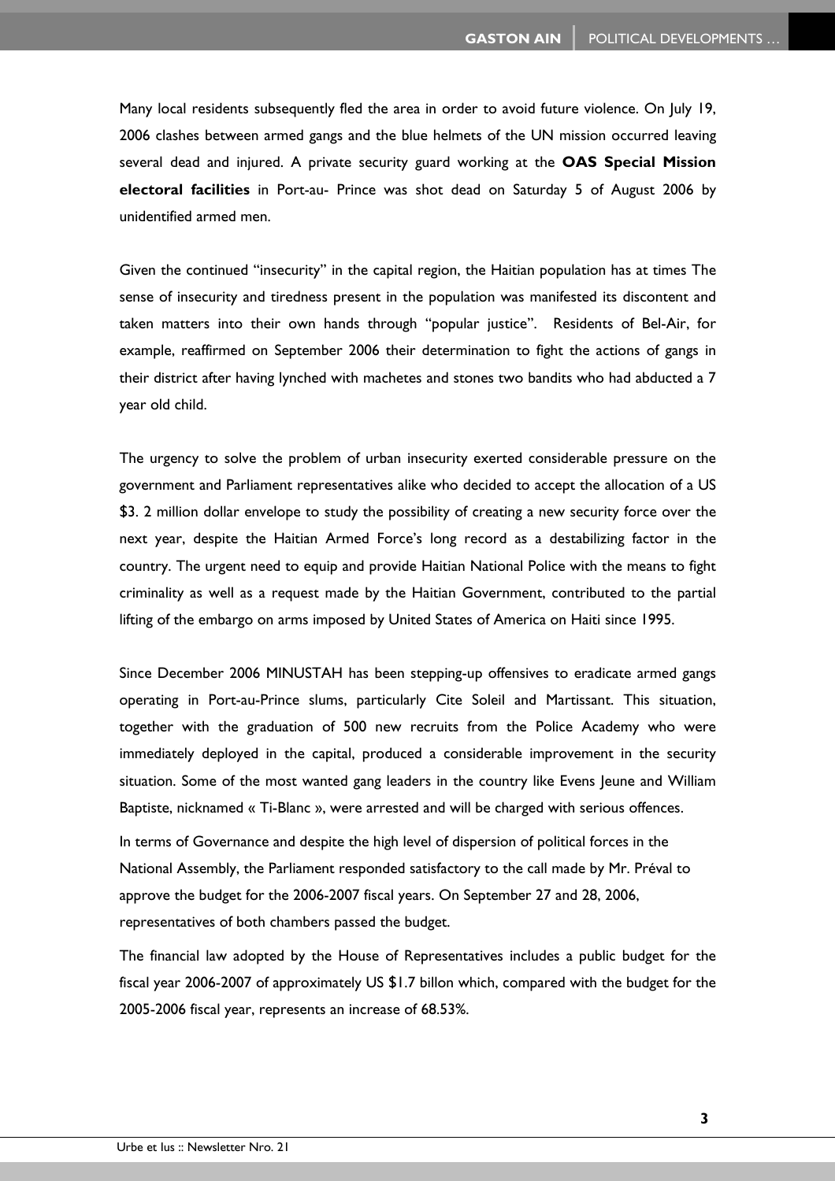Many local residents subsequently fled the area in order to avoid future violence. On July 19, 2006 clashes between armed gangs and the blue helmets of the UN mission occurred leaving several dead and injured. A private security guard working at the **OAS Special Mission electoral facilities** in Port-au- Prince was shot dead on Saturday 5 of August 2006 by unidentified armed men.

Given the continued "insecurity" in the capital region, the Haitian population has at times The sense of insecurity and tiredness present in the population was manifested its discontent and taken matters into their own hands through "popular justice". Residents of Bel-Air, for example, reaffirmed on September 2006 their determination to fight the actions of gangs in their district after having lynched with machetes and stones two bandits who had abducted a 7 year old child.

The urgency to solve the problem of urban insecurity exerted considerable pressure on the government and Parliament representatives alike who decided to accept the allocation of a US $3. 2 million dollar envelope to study the possibility of creating a new security force over the next year, despite the Haitian Armed Force's long record as a destabilizing factor in the country. The urgent need to equip and provide Haitian National Police with the means to fight criminality as well as a request made by the Haitian Government, contributed to the partial lifting of the embargo on arms imposed by United States of America on Haiti since 1995.

Since December 2006 MINUSTAH has been stepping-up offensives to eradicate armed gangs operating in Port-au-Prince slums, particularly Cite Soleil and Martissant. This situation, together with the graduation of 500 new recruits from the Police Academy who were immediately deployed in the capital, produced a considerable improvement in the security situation. Some of the most wanted gang leaders in the country like Evens Jeune and William Baptiste, nicknamed « Ti-Blanc », were arrested and will be charged with serious offences.

In terms of Governance and despite the high level of dispersion of political forces in the National Assembly, the Parliament responded satisfactory to the call made by Mr. Préval to approve the budget for the 2006-2007 fiscal years. On September 27 and 28, 2006, representatives of both chambers passed the budget.

The financial law adopted by the House of Representatives includes a public budget for the fiscal year 2006-2007 of approximately US $1.7 billon which, compared with the budget for the 2005-2006 fiscal year, represents an increase of 68.53%.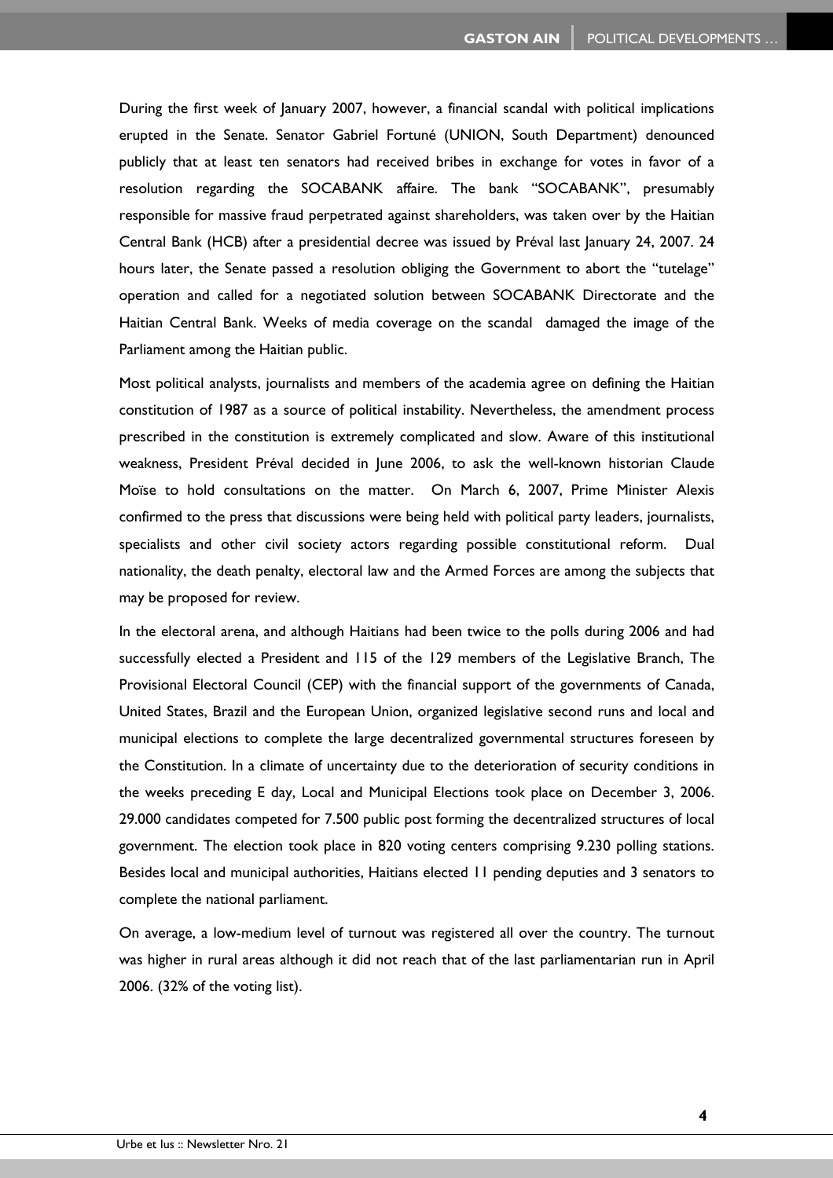During the first week of January 2007, however, a financial scandal with political implications erupted in the Senate. Senator Gabriel Fortuné (UNION, South Department) denounced publicly that at least ten senators had received bribes in exchange for votes in favor of a resolution regarding the SOCABANK affaire. The bank "SOCABANK", presumably responsible for massive fraud perpetrated against shareholders, was taken over by the Haitian Central Bank (HCB) after a presidential decree was issued by Préval last January 24, 2007. 24 hours later, the Senate passed a resolution obliging the Government to abort the "tutelage" operation and called for a negotiated solution between SOCABANK Directorate and the Haitian Central Bank. Weeks of media coverage on the scandal damaged the image of the Parliament among the Haitian public.

Most political analysts, journalists and members of the academia agree on defining the Haitian constitution of 1987 as a source of political instability. Nevertheless, the amendment process prescribed in the constitution is extremely complicated and slow. Aware of this institutional weakness, President Préval decided in June 2006, to ask the well-known historian Claude Moïse to hold consultations on the matter. On March 6, 2007, Prime Minister Alexis confirmed to the press that discussions were being held with political party leaders, journalists, specialists and other civil society actors regarding possible constitutional reform. Dual nationality, the death penalty, electoral law and the Armed Forces are among the subjects that may be proposed for review.

In the electoral arena, and although Haitians had been twice to the polls during 2006 and had successfully elected a President and 115 of the 129 members of the Legislative Branch, The Provisional Electoral Council (CEP) with the financial support of the governments of Canada, United States, Brazil and the European Union, organized legislative second runs and local and municipal elections to complete the large decentralized governmental structures foreseen by the Constitution. In a climate of uncertainty due to the deterioration of security conditions in the weeks preceding E day, Local and Municipal Elections took place on December 3, 2006. 29.000 candidates competed for 7.500 public post forming the decentralized structures of local government. The election took place in 820 voting centers comprising 9.230 polling stations. Besides local and municipal authorities, Haitians elected 11 pending deputies and 3 senators to complete the national parliament.

On average, a low-medium level of turnout was registered all over the country. The turnout was higher in rural areas although it did not reach that of the last parliamentarian run in April 2006. (32% of the voting list).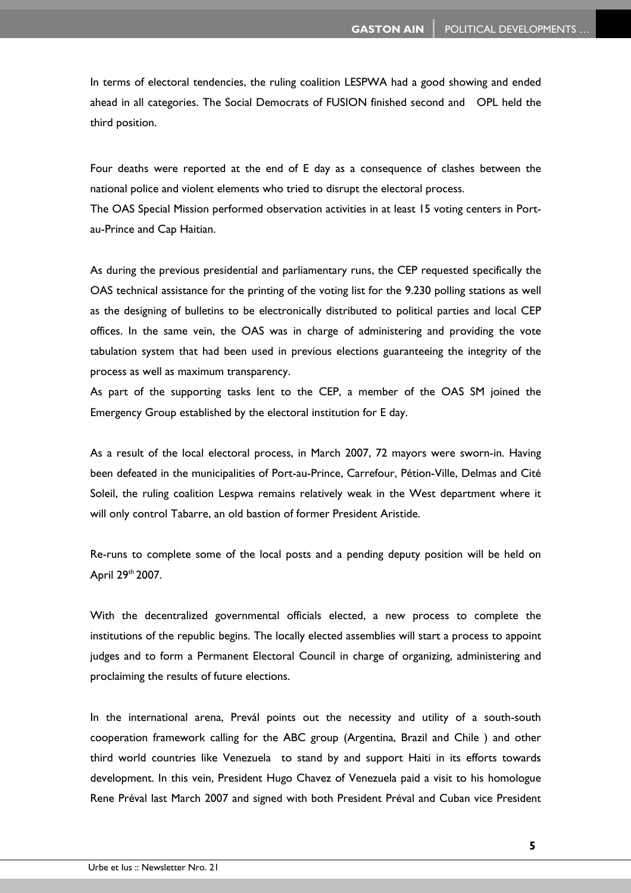In terms of electoral tendencies, the ruling coalition LESPWA had a good showing and ended ahead in all categories. The Social Democrats of FUSION finished second and OPL held the third position.

Four deaths were reported at the end of E day as a consequence of clashes between the national police and violent elements who tried to disrupt the electoral process.
The OAS Special Mission performed observation activities in at least 15 voting centers in Port-au-Prince and Cap Haitian.

As during the previous presidential and parliamentary runs, the CEP requested specifically the OAS technical assistance for the printing of the voting list for the 9.230 polling stations as well as the designing of bulletins to be electronically distributed to political parties and local CEP offices. In the same vein, the OAS was in charge of administering and providing the vote tabulation system that had been used in previous elections guaranteeing the integrity of the process as well as maximum transparency.
As part of the supporting tasks lent to the CEP, a member of the OAS SM joined the Emergency Group established by the electoral institution for E day.

As a result of the local electoral process, in March 2007, 72 mayors were sworn-in. Having been defeated in the municipalities of Port-au-Prince, Carrefour, Pétion-Ville, Delmas and Cité Soleil, the ruling coalition Lespwa remains relatively weak in the West department where it will only control Tabarre, an old bastion of former President Aristide.

Re-runs to complete some of the local posts and a pending deputy position will be held on April 29th 2007.

With the decentralized governmental officials elected, a new process to complete the institutions of the republic begins. The locally elected assemblies will start a process to appoint judges and to form a Permanent Electoral Council in charge of organizing, administering and proclaiming the results of future elections.

In the international arena, Preval points out the necessity and utility of a south-south cooperation framework calling for the ABC group (Argentina, Brazil and Chile ) and other third world countries like Venezuela to stand by and support Haiti in its efforts towards development. In this vein, President Hugo Chavez of Venezuela paid a visit to his homologue Rene Préval last March 2007 and signed with both President Préval and Cuban vice President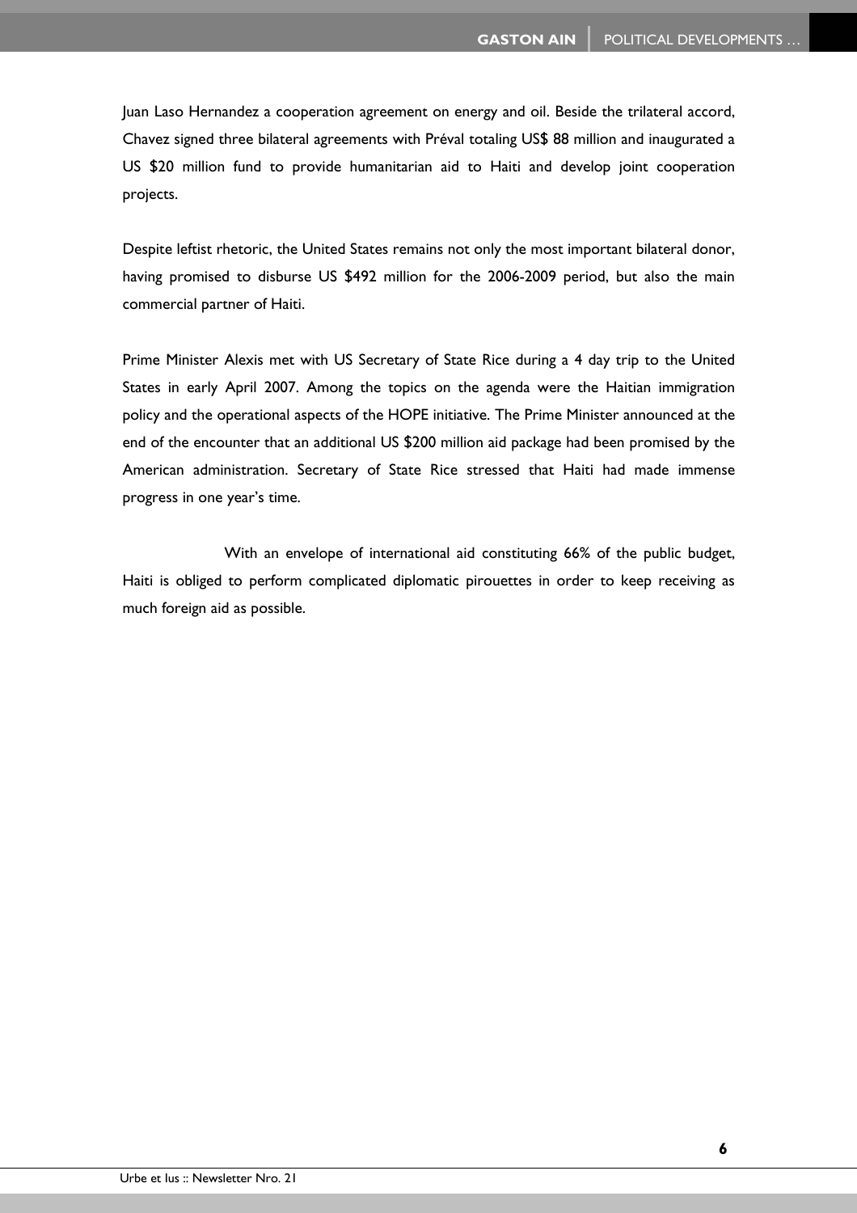Juan Laso Hernandez a cooperation agreement on energy and oil. Beside the trilateral accord, Chavez signed three bilateral agreements with Préval totaling US$ 88 million and inaugurated a US $20 million fund to provide humanitarian aid to Haiti and develop joint cooperation projects.

Despite leftist rhetoric, the United States remains not only the most important bilateral donor, having promised to disburse US $492 million for the 2006-2009 period, but also the main commercial partner of Haiti.

Prime Minister Alexis met with US Secretary of State Rice during a 4 day trip to the United States in early April 2007. Among the topics on the agenda were the Haitian immigration policy and the operational aspects of the HOPE initiative. The Prime Minister announced at the end of the encounter that an additional US $200 million aid package had been promised by the American administration. Secretary of State Rice stressed that Haiti had made immense progress in one year's time.

With an envelope of international aid constituting 66% of the public budget, Haiti is obliged to perform complicated diplomatic pirouettes in order to keep receiving as much foreign aid as possible.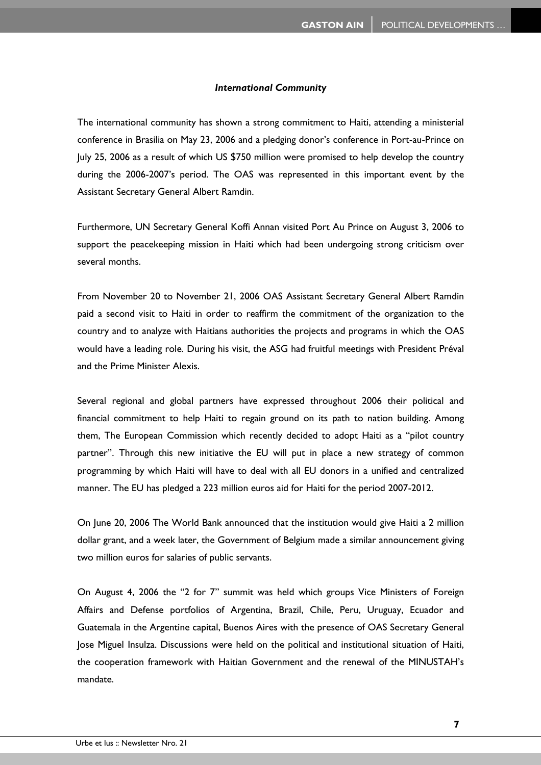***International Community***

The international community has shown a strong commitment to Haiti, attending a ministerial conference in Brasilia on May 23, 2006 and a pledging donor's conference in Port-au-Prince on July 25, 2006 as a result of which US $750 million were promised to help develop the country during the 2006-2007's period. The OAS was represented in this important event by the Assistant Secretary General Albert Ramdin.

Furthermore, UN Secretary General Koffi Annan visited Port Au Prince on August 3, 2006 to support the peacekeeping mission in Haiti which had been undergoing strong criticism over several months.

From November 20 to November 21, 2006 OAS Assistant Secretary General Albert Ramdin paid a second visit to Haiti in order to reaffirm the commitment of the organization to the country and to analyze with Haitians authorities the projects and programs in which the OAS would have a leading role. During his visit, the ASG had fruitful meetings with President Préval and the Prime Minister Alexis.

Several regional and global partners have expressed throughout 2006 their political and financial commitment to help Haiti to regain ground on its path to nation building. Among them, The European Commission which recently decided to adopt Haiti as a "pilot country partner". Through this new initiative the EU will put in place a new strategy of common programming by which Haiti will have to deal with all EU donors in a unified and centralized manner. The EU has pledged a 223 million euros aid for Haiti for the period 2007-2012.

On June 20, 2006 The World Bank announced that the institution would give Haiti a 2 million dollar grant, and a week later, the Government of Belgium made a similar announcement giving two million euros for salaries of public servants.

On August 4, 2006 the "2 for 7" summit was held which groups Vice Ministers of Foreign Affairs and Defense portfolios of Argentina, Brazil, Chile, Peru, Uruguay, Ecuador and Guatemala in the Argentine capital, Buenos Aires with the presence of OAS Secretary General Jose Miguel Insulza. Discussions were held on the political and institutional situation of Haiti, the cooperation framework with Haitian Government and the renewal of the MINUSTAH's mandate.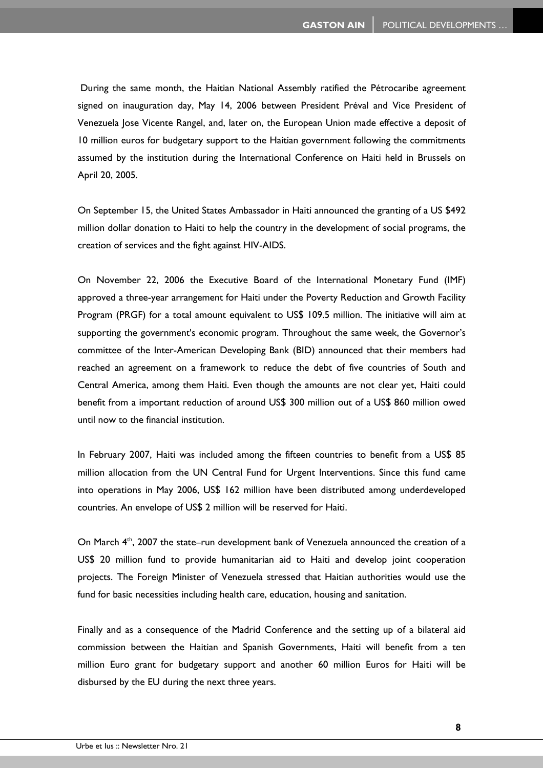During the same month, the Haitian National Assembly ratified the Pétrocaribe agreement signed on inauguration day, May 14, 2006 between President Préval and Vice President of Venezuela Jose Vicente Rangel, and, later on, the European Union made effective a deposit of 10 million euros for budgetary support to the Haitian government following the commitments assumed by the institution during the International Conference on Haiti held in Brussels on April 20, 2005.

On September 15, the United States Ambassador in Haiti announced the granting of a US $492 million dollar donation to Haiti to help the country in the development of social programs, the creation of services and the fight against HIV-AIDS.

On November 22, 2006 the Executive Board of the International Monetary Fund (IMF) approved a three-year arrangement for Haiti under the Poverty Reduction and Growth Facility Program (PRGF) for a total amount equivalent to US$ 109.5 million. The initiative will aim at supporting the government's economic program. Throughout the same week, the Governor's committee of the Inter-American Developing Bank (BID) announced that their members had reached an agreement on a framework to reduce the debt of five countries of South and Central America, among them Haiti. Even though the amounts are not clear yet, Haiti could benefit from a important reduction of around US$ 300 million out of a US$ 860 million owed until now to the financial institution.

In February 2007, Haiti was included among the fifteen countries to benefit from a US$ 85 million allocation from the UN Central Fund for Urgent Interventions. Since this fund came into operations in May 2006, US$ 162 million have been distributed among underdeveloped countries. An envelope of US$ 2 million will be reserved for Haiti.

On March 4th, 2007 the state–run development bank of Venezuela announced the creation of a US$ 20 million fund to provide humanitarian aid to Haiti and develop joint cooperation projects. The Foreign Minister of Venezuela stressed that Haitian authorities would use the fund for basic necessities including health care, education, housing and sanitation.

Finally and as a consequence of the Madrid Conference and the setting up of a bilateral aid commission between the Haitian and Spanish Governments, Haiti will benefit from a ten million Euro grant for budgetary support and another 60 million Euros for Haiti will be disbursed by the EU during the next three years.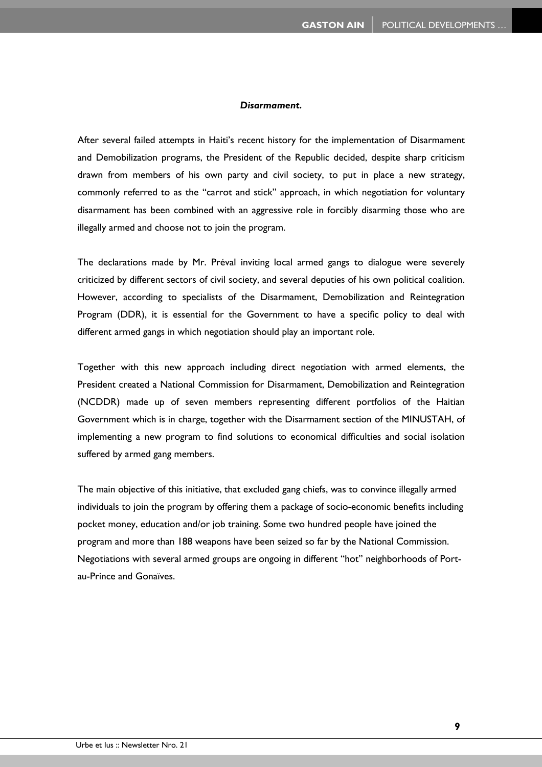***Disarmament.***

After several failed attempts in Haiti's recent history for the implementation of Disarmament and Demobilization programs, the President of the Republic decided, despite sharp criticism drawn from members of his own party and civil society, to put in place a new strategy, commonly referred to as the "carrot and stick" approach, in which negotiation for voluntary disarmament has been combined with an aggressive role in forcibly disarming those who are illegally armed and choose not to join the program.

The declarations made by Mr. Préval inviting local armed gangs to dialogue were severely criticized by different sectors of civil society, and several deputies of his own political coalition. However, according to specialists of the Disarmament, Demobilization and Reintegration Program (DDR), it is essential for the Government to have a specific policy to deal with different armed gangs in which negotiation should play an important role.

Together with this new approach including direct negotiation with armed elements, the President created a National Commission for Disarmament, Demobilization and Reintegration (NCDDR) made up of seven members representing different portfolios of the Haitian Government which is in charge, together with the Disarmament section of the MINUSTAH, of implementing a new program to find solutions to economical difficulties and social isolation suffered by armed gang members.

The main objective of this initiative, that excluded gang chiefs, was to convince illegally armed individuals to join the program by offering them a package of socio-economic benefits including pocket money, education and/or job training. Some two hundred people have joined the program and more than 188 weapons have been seized so far by the National Commission. Negotiations with several armed groups are ongoing in different "hot" neighborhoods of Port-au-Prince and Gonaïves.